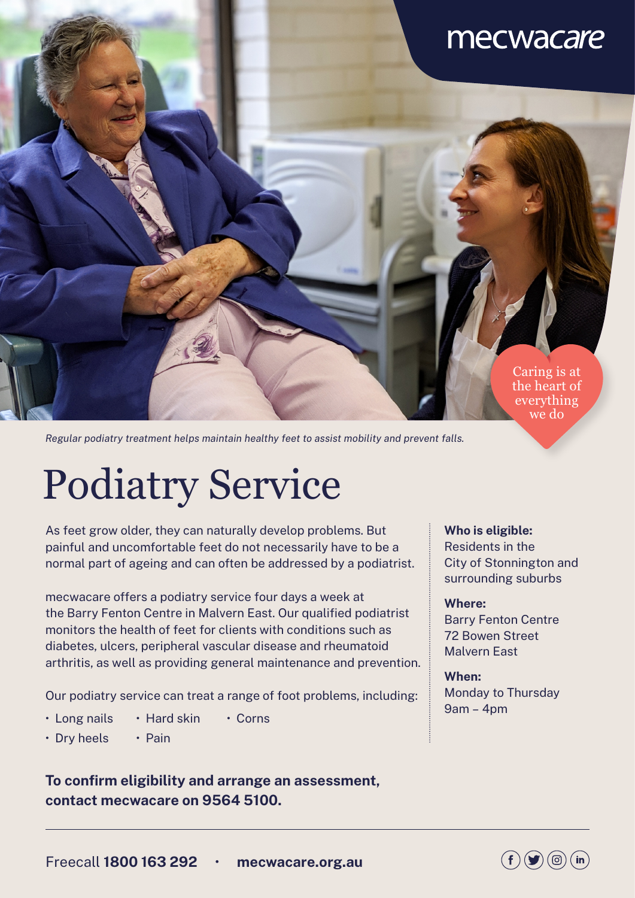mecwacare

Caring is at the heart of everything we do

*Regular podiatry treatment helps maintain healthy feet to assist mobility and prevent falls.*

# Podiatry Service

As feet grow older, they can naturally develop problems. But painful and uncomfortable feet do not necessarily have to be a normal part of ageing and can often be addressed by a podiatrist.

mecwacare offers a podiatry service four days a week at the Barry Fenton Centre in Malvern East. Our qualified podiatrist monitors the health of feet for clients with conditions such as diabetes, ulcers, peripheral vascular disease and rheumatoid arthritis, as well as providing general maintenance and prevention.

Our podiatry service can treat a range of foot problems, including:

- Long nails
- Hard skin
- Corns
- Dry heels
- Pain

**To confirm eligibility and arrange an assessment, contact mecwacare on 9564 5100.**

**Who is eligible:**
Residents in the City of Stonnington and surrounding suburbs

**Where:**
Barry Fenton Centre
72 Bowen Street
Malvern East

**When:**
Monday to Thursday
9am – 4pm

Freecall **1800 163 292** · **mecwacare.org.au**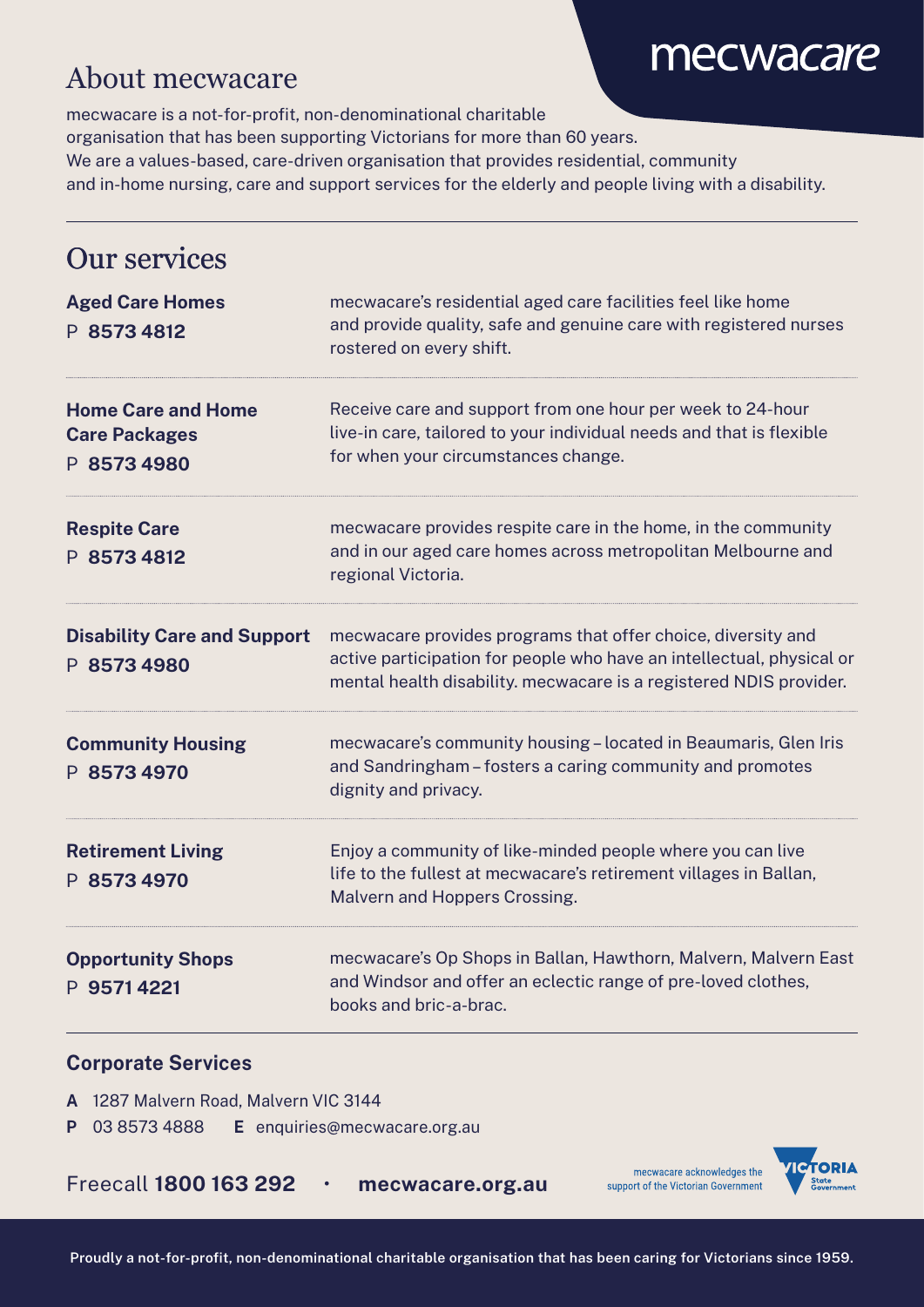mecwacare

## About mecwacare

mecwacare is a not-for-profit, non-denominational charitable organisation that has been supporting Victorians for more than 60 years. We are a values-based, care-driven organisation that provides residential, community and in-home nursing, care and support services for the elderly and people living with a disability.

## Our services

| | |
|---|---|
| **Aged Care Homes**<br>P **8573 4812** | mecwacare's residential aged care facilities feel like home and provide quality, safe and genuine care with registered nurses rostered on every shift. |
| **Home Care and Home Care Packages**<br>P **8573 4980** | Receive care and support from one hour per week to 24-hour live-in care, tailored to your individual needs and that is flexible for when your circumstances change. |
| **Respite Care**<br>P **8573 4812** | mecwacare provides respite care in the home, in the community and in our aged care homes across metropolitan Melbourne and regional Victoria. |
| **Disability Care and Support**<br>P **8573 4980** | mecwacare provides programs that offer choice, diversity and active participation for people who have an intellectual, physical or mental health disability. mecwacare is a registered NDIS provider. |
| **Community Housing**<br>P **8573 4970** | mecwacare's community housing – located in Beaumaris, Glen Iris and Sandringham – fosters a caring community and promotes dignity and privacy. |
| **Retirement Living**<br>P **8573 4970** | Enjoy a community of like-minded people where you can live life to the fullest at mecwacare's retirement villages in Ballan, Malvern and Hoppers Crossing. |
| **Opportunity Shops**<br>P **9571 4221** | mecwacare's Op Shops in Ballan, Hawthorn, Malvern, Malvern East and Windsor and offer an eclectic range of pre-loved clothes, books and bric-a-brac. |

### Corporate Services

**A** 1287 Malvern Road, Malvern VIC 3144

**P** 03 8573 4888 **E** enquiries@mecwacare.org.au

Freecall **1800 163 292** • **mecwacare.org.au**

mecwacare acknowledges the support of the Victorian Government

VICTORIA State Government

Proudly a not-for-profit, non-denominational charitable organisation that has been caring for Victorians since 1959.